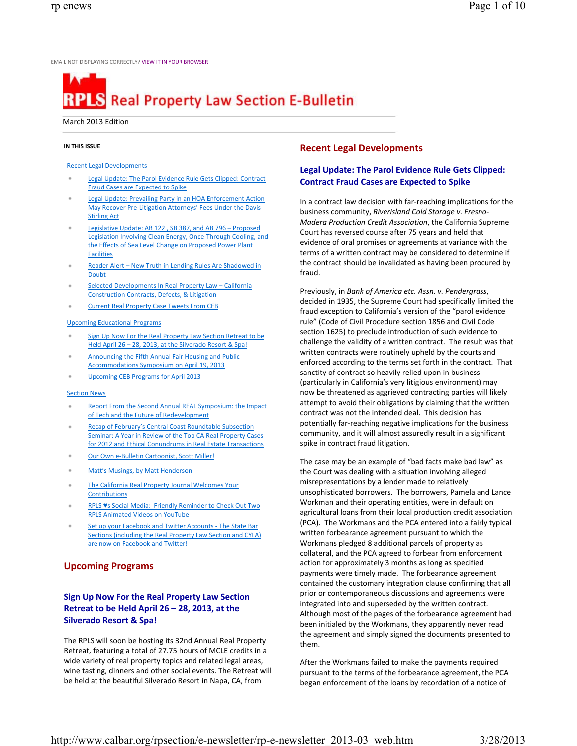EMAIL NOT DISPLAYING CORRECTLY? VIEW IT IN YOUR BROWSER

# RPLS Real Property Law Section E-Bulletin

March 2013 Edition

**IN THIS ISSUE**

Recent Legal Developments

- Legal Update: The Parol Evidence Rule Gets Clipped: Contract Fraud Cases are Expected to Spike
- Legal Update: Prevailing Party in an HOA Enforcement Action May Recover Pre-Litigation Attorneys' Fees Under the Davis-Stirling Act
- Legislative Update: AB 122 , SB 387, and AB 796 – Proposed Legislation Involving Clean Energy, Once-Through Cooling, and the Effects of Sea Level Change on Proposed Power Plant Facilities
- Reader Alert – New Truth in Lending Rules Are Shadowed in Doubt
- Selected Developments In Real Property Law – California Construction Contracts, Defects, & Litigation
- Current Real Property Case Tweets From CEB

Upcoming Educational Programs

- Sign Up Now For the Real Property Law Section Retreat to be Held April 26 – 28, 2013, at the Silverado Resort & Spa!
- Announcing the Fifth Annual Fair Housing and Public Accommodations Symposium on April 19, 2013
- Upcoming CEB Programs for April 2013

Section News

- Report From the Second Annual REAL Symposium: the Impact of Tech and the Future of Redevelopment
- Recap of February's Central Coast Roundtable Subsection Seminar: A Year in Review of the Top CA Real Property Cases for 2012 and Ethical Conundrums in Real Estate Transactions
- Our Own e-Bulletin Cartoonist, Scott Miller!
- Matt's Musings, by Matt Henderson
- The California Real Property Journal Welcomes Your Contributions
- RPLS ♥s Social Media: Friendly Reminder to Check Out Two RPLS Animated Videos on YouTube
- Set up your Facebook and Twitter Accounts - The State Bar Sections (including the Real Property Law Section and CYLA) are now on Facebook and Twitter!

## Upcoming Programs

### Sign Up Now For the Real Property Law Section Retreat to be Held April 26 – 28, 2013, at the Silverado Resort & Spa!

The RPLS will soon be hosting its 32nd Annual Real Property Retreat, featuring a total of 27.75 hours of MCLE credits in a wide variety of real property topics and related legal areas, wine tasting, dinners and other social events. The Retreat will be held at the beautiful Silverado Resort in Napa, CA, from

## Recent Legal Developments

### Legal Update: The Parol Evidence Rule Gets Clipped: Contract Fraud Cases are Expected to Spike

In a contract law decision with far-reaching implications for the business community, *Riverisland Cold Storage v. Fresno-Madera Production Credit Association*, the California Supreme Court has reversed course after 75 years and held that evidence of oral promises or agreements at variance with the terms of a written contract may be considered to determine if the contract should be invalidated as having been procured by fraud.

Previously, in *Bank of America etc. Assn. v. Pendergrass*, decided in 1935, the Supreme Court had specifically limited the fraud exception to California's version of the "parol evidence rule" (Code of Civil Procedure section 1856 and Civil Code section 1625) to preclude introduction of such evidence to challenge the validity of a written contract. The result was that written contracts were routinely upheld by the courts and enforced according to the terms set forth in the contract. That sanctity of contract so heavily relied upon in business (particularly in California's very litigious environment) may now be threatened as aggrieved contracting parties will likely attempt to avoid their obligations by claiming that the written contract was not the intended deal. This decision has potentially far-reaching negative implications for the business community, and it will almost assuredly result in a significant spike in contract fraud litigation.

The case may be an example of "bad facts make bad law" as the Court was dealing with a situation involving alleged misrepresentations by a lender made to relatively unsophisticated borrowers. The borrowers, Pamela and Lance Workman and their operating entities, were in default on agricultural loans from their local production credit association (PCA). The Workmans and the PCA entered into a fairly typical written forbearance agreement pursuant to which the Workmans pledged 8 additional parcels of property as collateral, and the PCA agreed to forbear from enforcement action for approximately 3 months as long as specified payments were timely made. The forbearance agreement contained the customary integration clause confirming that all prior or contemporaneous discussions and agreements were integrated into and superseded by the written contract. Although most of the pages of the forbearance agreement had been initialed by the Workmans, they apparently never read the agreement and simply signed the documents presented to them.

After the Workmans failed to make the payments required pursuant to the terms of the forbearance agreement, the PCA began enforcement of the loans by recordation of a notice of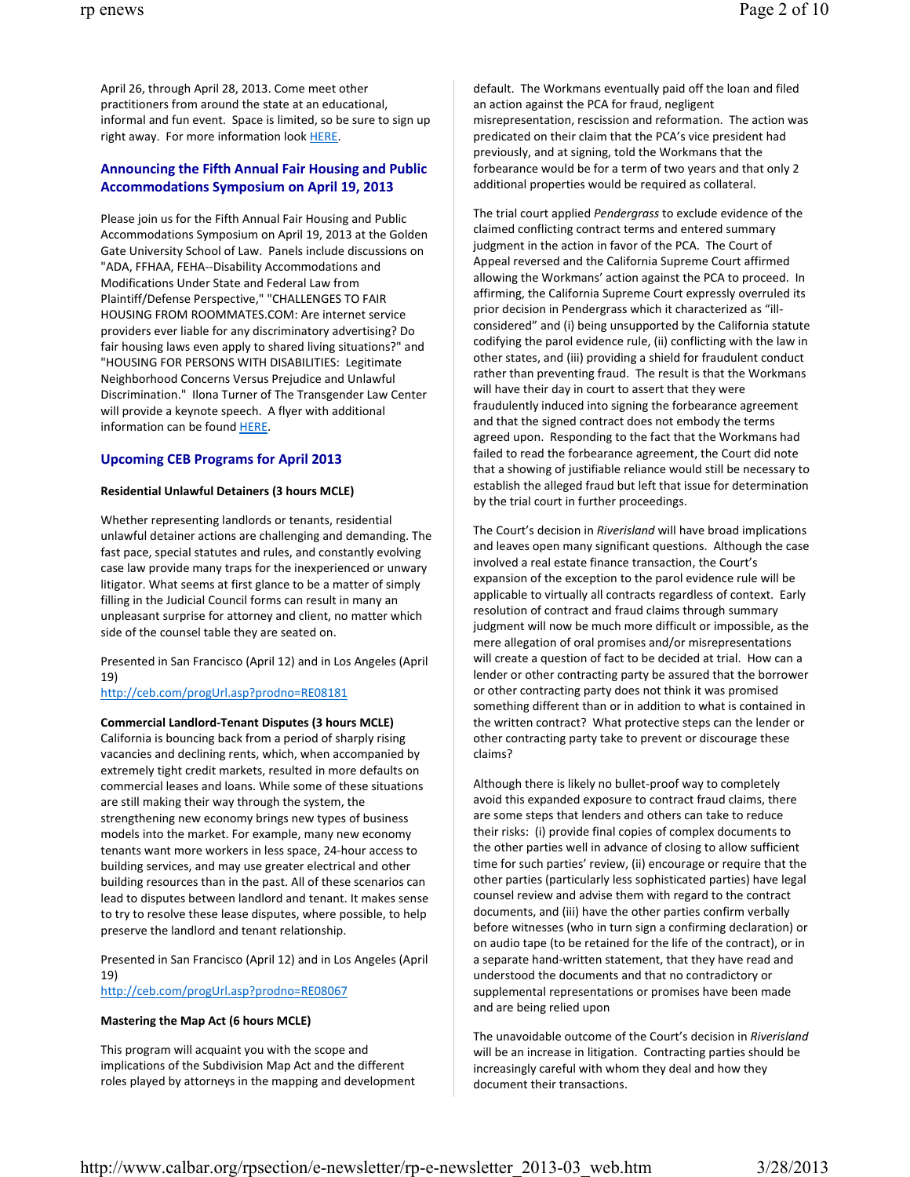April 26, through April 28, 2013. Come meet other practitioners from around the state at an educational, informal and fun event. Space is limited, so be sure to sign up right away. For more information look HERE.

### Announcing the Fifth Annual Fair Housing and Public Accommodations Symposium on April 19, 2013

Please join us for the Fifth Annual Fair Housing and Public Accommodations Symposium on April 19, 2013 at the Golden Gate University School of Law. Panels include discussions on "ADA, FFHAA, FEHA--Disability Accommodations and Modifications Under State and Federal Law from Plaintiff/Defense Perspective," "CHALLENGES TO FAIR HOUSING FROM ROOMMATES.COM: Are internet service providers ever liable for any discriminatory advertising? Do fair housing laws even apply to shared living situations?" and "HOUSING FOR PERSONS WITH DISABILITIES: Legitimate Neighborhood Concerns Versus Prejudice and Unlawful Discrimination." Ilona Turner of The Transgender Law Center will provide a keynote speech. A flyer with additional information can be found HERE.

### Upcoming CEB Programs for April 2013

**Residential Unlawful Detainers (3 hours MCLE)**

Whether representing landlords or tenants, residential unlawful detainer actions are challenging and demanding. The fast pace, special statutes and rules, and constantly evolving case law provide many traps for the inexperienced or unwary litigator. What seems at first glance to be a matter of simply filling in the Judicial Council forms can result in many an unpleasant surprise for attorney and client, no matter which side of the counsel table they are seated on.

Presented in San Francisco (April 12) and in Los Angeles (April 19)
http://ceb.com/progUrl.asp?prodno=RE08181

**Commercial Landlord-Tenant Disputes (3 hours MCLE)**
California is bouncing back from a period of sharply rising vacancies and declining rents, which, when accompanied by extremely tight credit markets, resulted in more defaults on commercial leases and loans. While some of these situations are still making their way through the system, the strengthening new economy brings new types of business models into the market. For example, many new economy tenants want more workers in less space, 24-hour access to building services, and may use greater electrical and other building resources than in the past. All of these scenarios can lead to disputes between landlord and tenant. It makes sense to try to resolve these lease disputes, where possible, to help preserve the landlord and tenant relationship.

Presented in San Francisco (April 12) and in Los Angeles (April 19)
http://ceb.com/progUrl.asp?prodno=RE08067

**Mastering the Map Act (6 hours MCLE)**

This program will acquaint you with the scope and implications of the Subdivision Map Act and the different roles played by attorneys in the mapping and development

default. The Workmans eventually paid off the loan and filed an action against the PCA for fraud, negligent misrepresentation, rescission and reformation. The action was predicated on their claim that the PCA's vice president had previously, and at signing, told the Workmans that the forbearance would be for a term of two years and that only 2 additional properties would be required as collateral.

The trial court applied *Pendergrass* to exclude evidence of the claimed conflicting contract terms and entered summary judgment in the action in favor of the PCA. The Court of Appeal reversed and the California Supreme Court affirmed allowing the Workmans' action against the PCA to proceed. In affirming, the California Supreme Court expressly overruled its prior decision in Pendergrass which it characterized as "ill-considered" and (i) being unsupported by the California statute codifying the parol evidence rule, (ii) conflicting with the law in other states, and (iii) providing a shield for fraudulent conduct rather than preventing fraud. The result is that the Workmans will have their day in court to assert that they were fraudulently induced into signing the forbearance agreement and that the signed contract does not embody the terms agreed upon. Responding to the fact that the Workmans had failed to read the forbearance agreement, the Court did note that a showing of justifiable reliance would still be necessary to establish the alleged fraud but left that issue for determination by the trial court in further proceedings.

The Court's decision in *Riverisland* will have broad implications and leaves open many significant questions. Although the case involved a real estate finance transaction, the Court's expansion of the exception to the parol evidence rule will be applicable to virtually all contracts regardless of context. Early resolution of contract and fraud claims through summary judgment will now be much more difficult or impossible, as the mere allegation of oral promises and/or misrepresentations will create a question of fact to be decided at trial. How can a lender or other contracting party be assured that the borrower or other contracting party does not think it was promised something different than or in addition to what is contained in the written contract? What protective steps can the lender or other contracting party take to prevent or discourage these claims?

Although there is likely no bullet-proof way to completely avoid this expanded exposure to contract fraud claims, there are some steps that lenders and others can take to reduce their risks: (i) provide final copies of complex documents to the other parties well in advance of closing to allow sufficient time for such parties' review, (ii) encourage or require that the other parties (particularly less sophisticated parties) have legal counsel review and advise them with regard to the contract documents, and (iii) have the other parties confirm verbally before witnesses (who in turn sign a confirming declaration) or on audio tape (to be retained for the life of the contract), or in a separate hand-written statement, that they have read and understood the documents and that no contradictory or supplemental representations or promises have been made and are being relied upon

The unavoidable outcome of the Court's decision in *Riverisland* will be an increase in litigation. Contracting parties should be increasingly careful with whom they deal and how they document their transactions.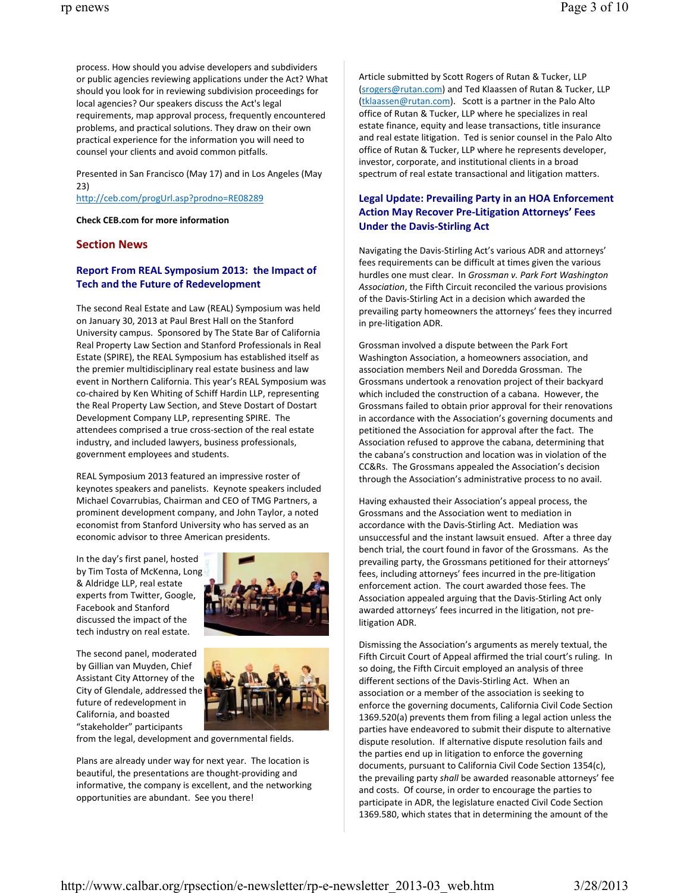process. How should you advise developers and subdividers or public agencies reviewing applications under the Act? What should you look for in reviewing subdivision proceedings for local agencies? Our speakers discuss the Act's legal requirements, map approval process, frequently encountered problems, and practical solutions. They draw on their own practical experience for the information you will need to counsel your clients and avoid common pitfalls.

Presented in San Francisco (May 17) and in Los Angeles (May 23)
http://ceb.com/progUrl.asp?prodno=RE08289

**Check CEB.com for more information**

## Section News

### Report From REAL Symposium 2013: the Impact of Tech and the Future of Redevelopment

The second Real Estate and Law (REAL) Symposium was held on January 30, 2013 at Paul Brest Hall on the Stanford University campus. Sponsored by The State Bar of California Real Property Law Section and Stanford Professionals in Real Estate (SPIRE), the REAL Symposium has established itself as the premier multidisciplinary real estate business and law event in Northern California. This year's REAL Symposium was co-chaired by Ken Whiting of Schiff Hardin LLP, representing the Real Property Law Section, and Steve Dostart of Dostart Development Company LLP, representing SPIRE. The attendees comprised a true cross-section of the real estate industry, and included lawyers, business professionals, government employees and students.

REAL Symposium 2013 featured an impressive roster of keynotes speakers and panelists. Keynote speakers included Michael Covarrubias, Chairman and CEO of TMG Partners, a prominent development company, and John Taylor, a noted economist from Stanford University who has served as an economic advisor to three American presidents.

In the day's first panel, hosted by Tim Tosta of McKenna, Long & Aldridge LLP, real estate experts from Twitter, Google, Facebook and Stanford discussed the impact of the tech industry on real estate.

The second panel, moderated by Gillian van Muyden, Chief Assistant City Attorney of the City of Glendale, addressed the future of redevelopment in California, and boasted "stakeholder" participants from the legal, development and governmental fields.

Plans are already under way for next year. The location is beautiful, the presentations are thought-providing and informative, the company is excellent, and the networking opportunities are abundant. See you there!

Article submitted by Scott Rogers of Rutan & Tucker, LLP (srogers@rutan.com) and Ted Klaassen of Rutan & Tucker, LLP (tklaassen@rutan.com). Scott is a partner in the Palo Alto office of Rutan & Tucker, LLP where he specializes in real estate finance, equity and lease transactions, title insurance and real estate litigation. Ted is senior counsel in the Palo Alto office of Rutan & Tucker, LLP where he represents developer, investor, corporate, and institutional clients in a broad spectrum of real estate transactional and litigation matters.

### Legal Update: Prevailing Party in an HOA Enforcement Action May Recover Pre-Litigation Attorneys' Fees Under the Davis-Stirling Act

Navigating the Davis-Stirling Act's various ADR and attorneys' fees requirements can be difficult at times given the various hurdles one must clear. In *Grossman v. Park Fort Washington Association*, the Fifth Circuit reconciled the various provisions of the Davis-Stirling Act in a decision which awarded the prevailing party homeowners the attorneys' fees they incurred in pre-litigation ADR.

Grossman involved a dispute between the Park Fort Washington Association, a homeowners association, and association members Neil and Doredda Grossman. The Grossmans undertook a renovation project of their backyard which included the construction of a cabana. However, the Grossmans failed to obtain prior approval for their renovations in accordance with the Association's governing documents and petitioned the Association for approval after the fact. The Association refused to approve the cabana, determining that the cabana's construction and location was in violation of the CC&Rs. The Grossmans appealed the Association's decision through the Association's administrative process to no avail.

Having exhausted their Association's appeal process, the Grossmans and the Association went to mediation in accordance with the Davis-Stirling Act. Mediation was unsuccessful and the instant lawsuit ensued. After a three day bench trial, the court found in favor of the Grossmans. As the prevailing party, the Grossmans petitioned for their attorneys' fees, including attorneys' fees incurred in the pre-litigation enforcement action. The court awarded those fees. The Association appealed arguing that the Davis-Stirling Act only awarded attorneys' fees incurred in the litigation, not pre-litigation ADR.

Dismissing the Association's arguments as merely textual, the Fifth Circuit Court of Appeal affirmed the trial court's ruling. In so doing, the Fifth Circuit employed an analysis of three different sections of the Davis-Stirling Act. When an association or a member of the association is seeking to enforce the governing documents, California Civil Code Section 1369.520(a) prevents them from filing a legal action unless the parties have endeavored to submit their dispute to alternative dispute resolution. If alternative dispute resolution fails and the parties end up in litigation to enforce the governing documents, pursuant to California Civil Code Section 1354(c), the prevailing party *shall* be awarded reasonable attorneys' fee and costs. Of course, in order to encourage the parties to participate in ADR, the legislature enacted Civil Code Section 1369.580, which states that in determining the amount of the